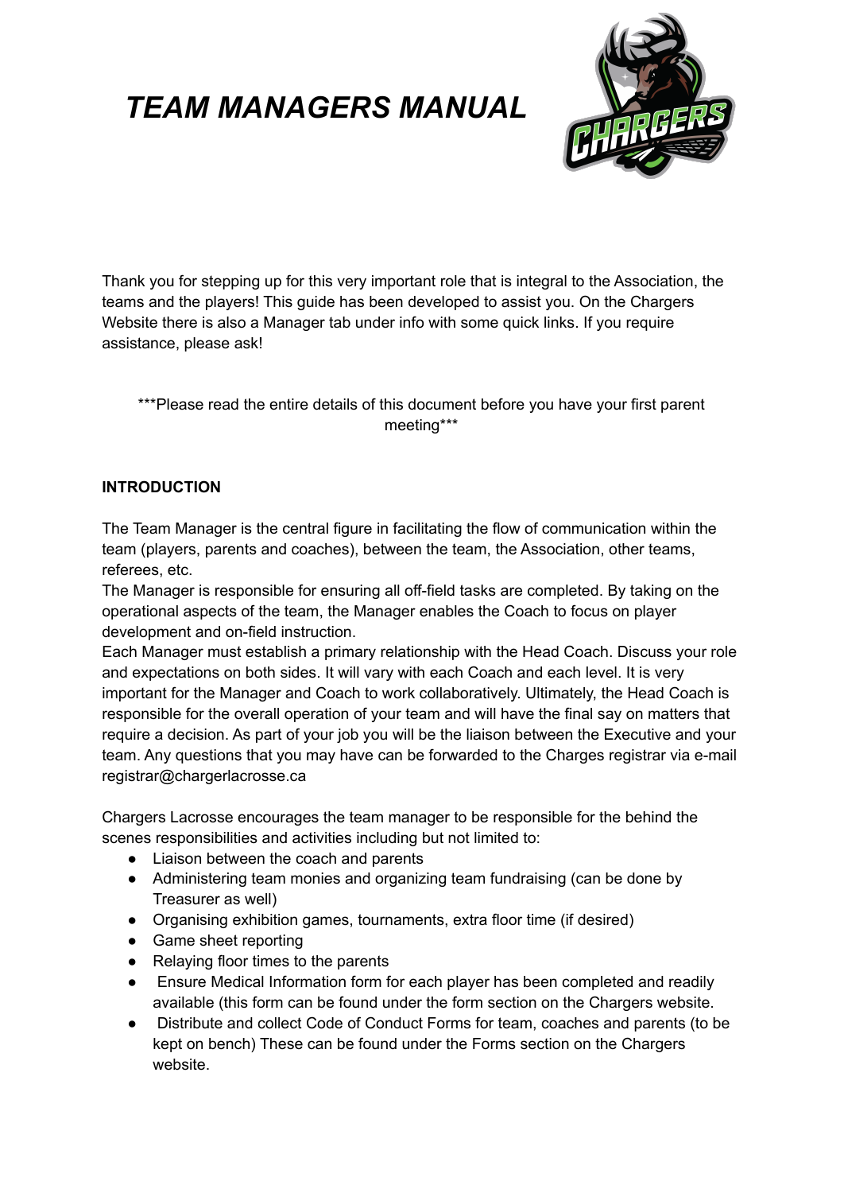# *TEAM MANAGERS MANUAL*

Thank you for stepping up for this very important role that is integral to the Association, the teams and the players! This guide has been developed to assist you. On the Chargers Website there is also a Manager tab under info with some quick links. If you require assistance, please ask!

***Please read the entire details of this document before you have your first parent meeting***

**INTRODUCTION**

The Team Manager is the central figure in facilitating the flow of communication within the team (players, parents and coaches), between the team, the Association, other teams, referees, etc.
The Manager is responsible for ensuring all off-field tasks are completed. By taking on the operational aspects of the team, the Manager enables the Coach to focus on player development and on-field instruction.
Each Manager must establish a primary relationship with the Head Coach. Discuss your role and expectations on both sides. It will vary with each Coach and each level. It is very important for the Manager and Coach to work collaboratively. Ultimately, the Head Coach is responsible for the overall operation of your team and will have the final say on matters that require a decision. As part of your job you will be the liaison between the Executive and your team. Any questions that you may have can be forwarded to the Charges registrar via e-mail registrar@chargerlacrosse.ca

Chargers Lacrosse encourages the team manager to be responsible for the behind the scenes responsibilities and activities including but not limited to:

- Liaison between the coach and parents
- Administering team monies and organizing team fundraising (can be done by Treasurer as well)
- Organising exhibition games, tournaments, extra floor time (if desired)
- Game sheet reporting
- Relaying floor times to the parents
- Ensure Medical Information form for each player has been completed and readily available (this form can be found under the form section on the Chargers website.
- Distribute and collect Code of Conduct Forms for team, coaches and parents (to be kept on bench) These can be found under the Forms section on the Chargers website.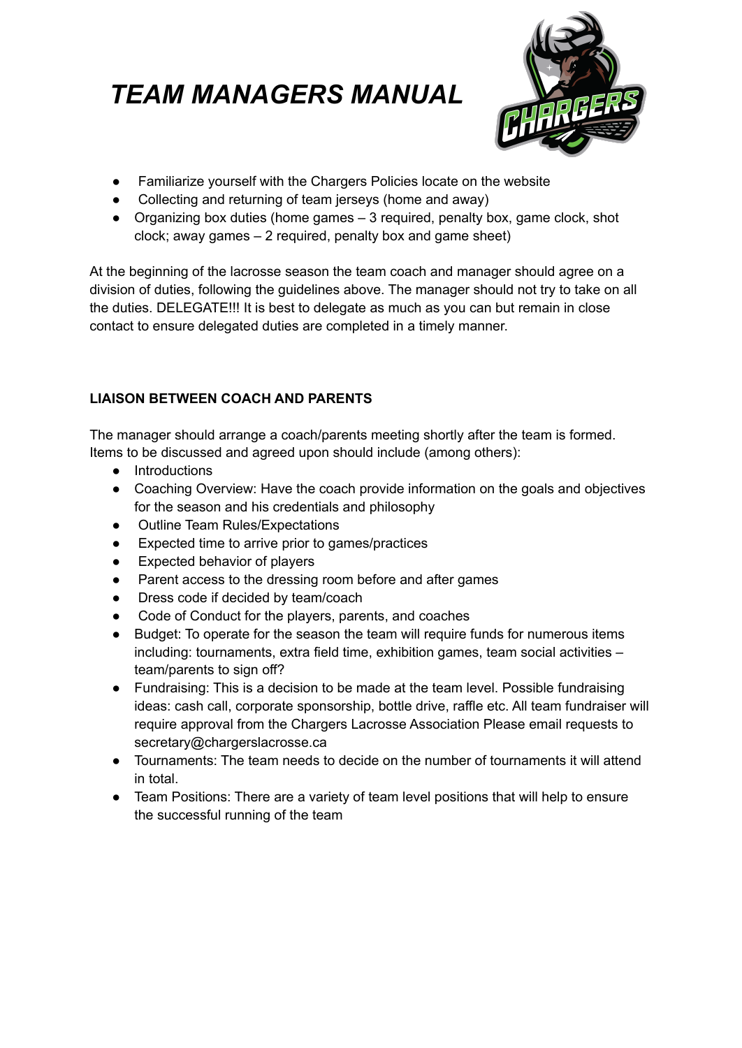# TEAM MANAGERS MANUAL

- Familiarize yourself with the Chargers Policies locate on the website
- Collecting and returning of team jerseys (home and away)
- Organizing box duties (home games – 3 required, penalty box, game clock, shot clock; away games – 2 required, penalty box and game sheet)

At the beginning of the lacrosse season the team coach and manager should agree on a division of duties, following the guidelines above. The manager should not try to take on all the duties. DELEGATE!!! It is best to delegate as much as you can but remain in close contact to ensure delegated duties are completed in a timely manner.

**LIAISON BETWEEN COACH AND PARENTS**

The manager should arrange a coach/parents meeting shortly after the team is formed. Items to be discussed and agreed upon should include (among others):

- Introductions
- Coaching Overview: Have the coach provide information on the goals and objectives for the season and his credentials and philosophy
- Outline Team Rules/Expectations
- Expected time to arrive prior to games/practices
- Expected behavior of players
- Parent access to the dressing room before and after games
- Dress code if decided by team/coach
- Code of Conduct for the players, parents, and coaches
- Budget: To operate for the season the team will require funds for numerous items including: tournaments, extra field time, exhibition games, team social activities – team/parents to sign off?
- Fundraising: This is a decision to be made at the team level. Possible fundraising ideas: cash call, corporate sponsorship, bottle drive, raffle etc. All team fundraiser will require approval from the Chargers Lacrosse Association Please email requests to secretary@chargerslacrosse.ca
- Tournaments: The team needs to decide on the number of tournaments it will attend in total.
- Team Positions: There are a variety of team level positions that will help to ensure the successful running of the team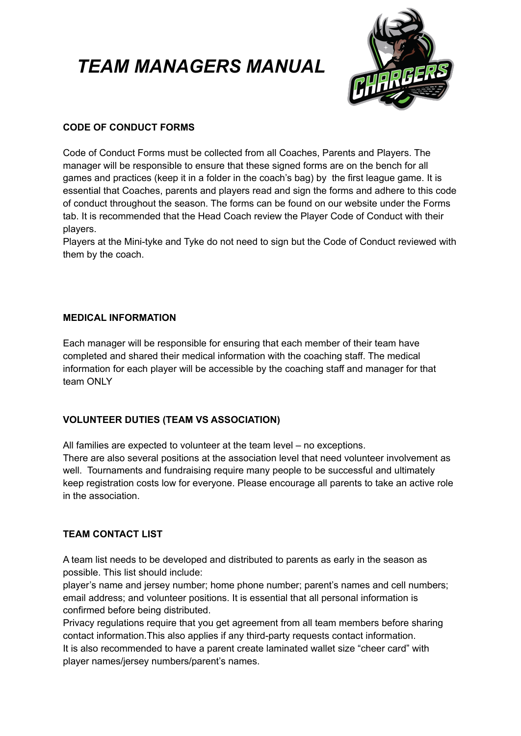# *TEAM MANAGERS MANUAL*

**CODE OF CONDUCT FORMS**

Code of Conduct Forms must be collected from all Coaches, Parents and Players. The manager will be responsible to ensure that these signed forms are on the bench for all games and practices (keep it in a folder in the coach's bag) by the first league game. It is essential that Coaches, parents and players read and sign the forms and adhere to this code of conduct throughout the season. The forms can be found on our website under the Forms tab. It is recommended that the Head Coach review the Player Code of Conduct with their players.
Players at the Mini-tyke and Tyke do not need to sign but the Code of Conduct reviewed with them by the coach.

**MEDICAL INFORMATION**

Each manager will be responsible for ensuring that each member of their team have completed and shared their medical information with the coaching staff. The medical information for each player will be accessible by the coaching staff and manager for that team ONLY

**VOLUNTEER DUTIES (TEAM VS ASSOCIATION)**

All families are expected to volunteer at the team level – no exceptions.
There are also several positions at the association level that need volunteer involvement as well. Tournaments and fundraising require many people to be successful and ultimately keep registration costs low for everyone. Please encourage all parents to take an active role in the association.

**TEAM CONTACT LIST**

A team list needs to be developed and distributed to parents as early in the season as possible. This list should include:
player's name and jersey number; home phone number; parent's names and cell numbers; email address; and volunteer positions. It is essential that all personal information is confirmed before being distributed.
Privacy regulations require that you get agreement from all team members before sharing contact information.This also applies if any third-party requests contact information.
It is also recommended to have a parent create laminated wallet size "cheer card" with player names/jersey numbers/parent's names.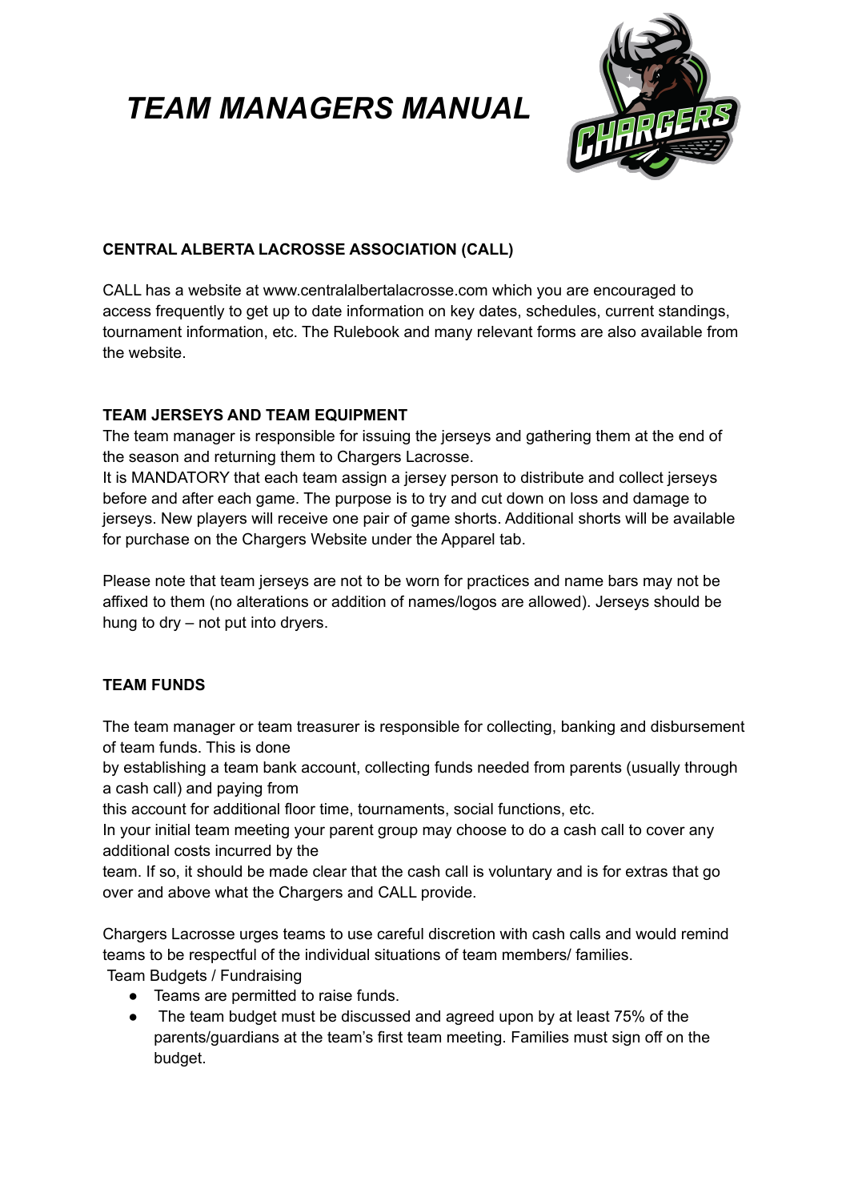# *TEAM MANAGERS MANUAL*

**CENTRAL ALBERTA LACROSSE ASSOCIATION (CALL)**

CALL has a website at www.centralalbertalacrosse.com which you are encouraged to access frequently to get up to date information on key dates, schedules, current standings, tournament information, etc. The Rulebook and many relevant forms are also available from the website.

**TEAM JERSEYS AND TEAM EQUIPMENT**

The team manager is responsible for issuing the jerseys and gathering them at the end of the season and returning them to Chargers Lacrosse.

It is MANDATORY that each team assign a jersey person to distribute and collect jerseys before and after each game. The purpose is to try and cut down on loss and damage to jerseys. New players will receive one pair of game shorts. Additional shorts will be available for purchase on the Chargers Website under the Apparel tab.

Please note that team jerseys are not to be worn for practices and name bars may not be affixed to them (no alterations or addition of names/logos are allowed). Jerseys should be hung to dry – not put into dryers.

**TEAM FUNDS**

The team manager or team treasurer is responsible for collecting, banking and disbursement of team funds. This is done by establishing a team bank account, collecting funds needed from parents (usually through a cash call) and paying from this account for additional floor time, tournaments, social functions, etc.

In your initial team meeting your parent group may choose to do a cash call to cover any additional costs incurred by the team. If so, it should be made clear that the cash call is voluntary and is for extras that go over and above what the Chargers and CALL provide.

Chargers Lacrosse urges teams to use careful discretion with cash calls and would remind teams to be respectful of the individual situations of team members/ families.

Team Budgets / Fundraising

- Teams are permitted to raise funds.
- The team budget must be discussed and agreed upon by at least 75% of the parents/guardians at the team's first team meeting. Families must sign off on the budget.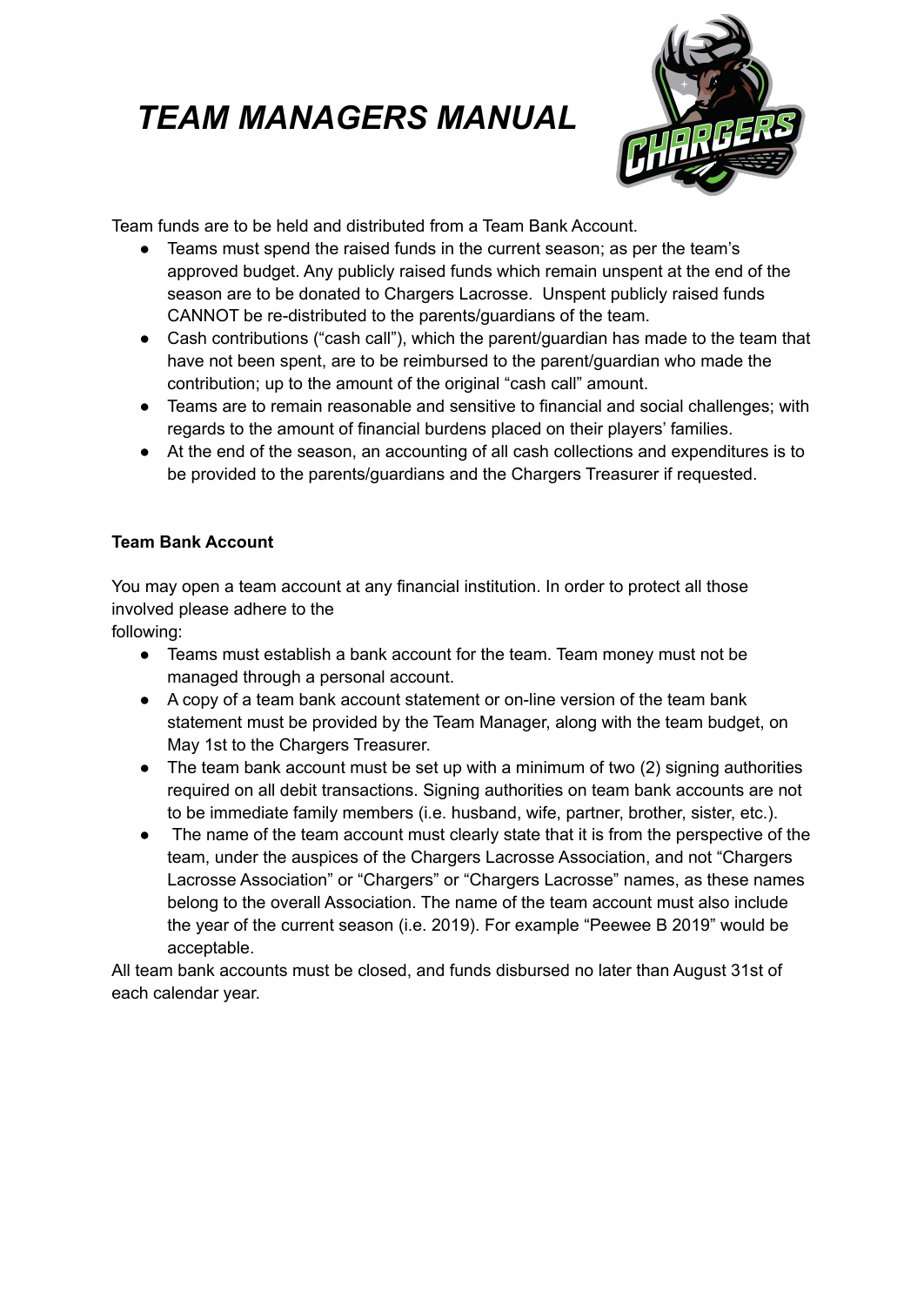// TEAM MANAGERS MANUAL

Team funds are to be held and distributed from a Team Bank Account.

- Teams must spend the raised funds in the current season; as per the team's approved budget. Any publicly raised funds which remain unspent at the end of the season are to be donated to Chargers Lacrosse. Unspent publicly raised funds CANNOT be re-distributed to the parents/guardians of the team.
- Cash contributions ("cash call"), which the parent/guardian has made to the team that have not been spent, are to be reimbursed to the parent/guardian who made the contribution; up to the amount of the original "cash call" amount.
- Teams are to remain reasonable and sensitive to financial and social challenges; with regards to the amount of financial burdens placed on their players' families.
- At the end of the season, an accounting of all cash collections and expenditures is to be provided to the parents/guardians and the Chargers Treasurer if requested.

**Team Bank Account**

You may open a team account at any financial institution. In order to protect all those involved please adhere to the following:

- Teams must establish a bank account for the team. Team money must not be managed through a personal account.
- A copy of a team bank account statement or on-line version of the team bank statement must be provided by the Team Manager, along with the team budget, on May 1st to the Chargers Treasurer.
- The team bank account must be set up with a minimum of two (2) signing authorities required on all debit transactions. Signing authorities on team bank accounts are not to be immediate family members (i.e. husband, wife, partner, brother, sister, etc.).
- The name of the team account must clearly state that it is from the perspective of the team, under the auspices of the Chargers Lacrosse Association, and not "Chargers Lacrosse Association" or "Chargers" or "Chargers Lacrosse" names, as these names belong to the overall Association. The name of the team account must also include the year of the current season (i.e. 2019). For example "Peewee B 2019" would be acceptable.

All team bank accounts must be closed, and funds disbursed no later than August 31st of each calendar year.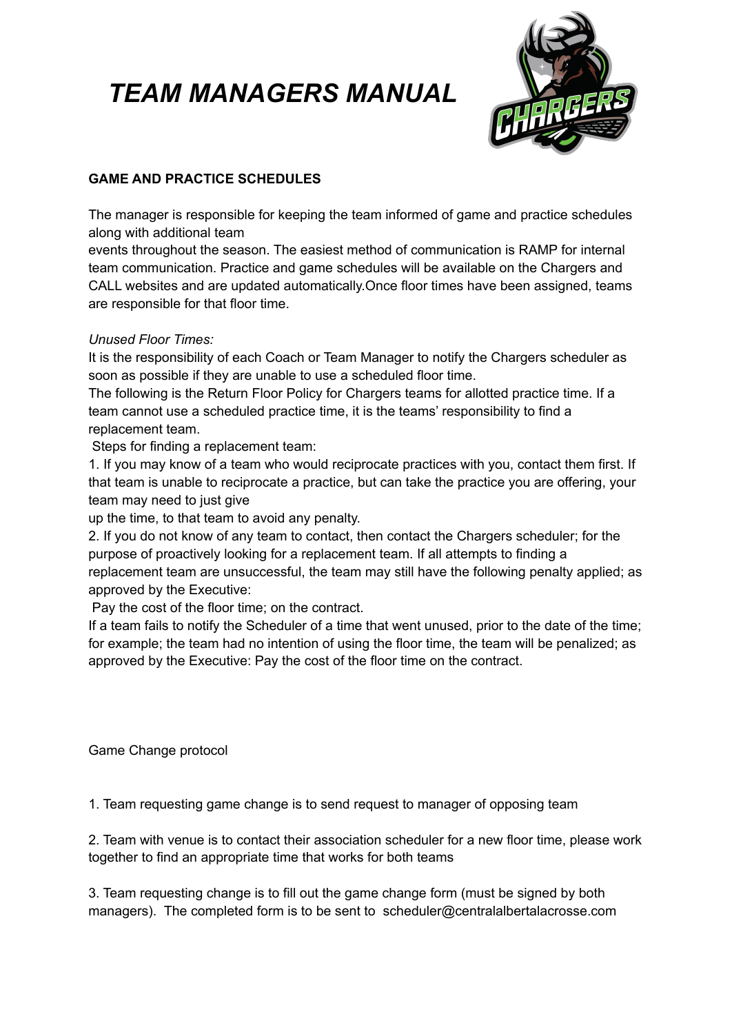# *TEAM MANAGERS MANUAL*

**GAME AND PRACTICE SCHEDULES**

The manager is responsible for keeping the team informed of game and practice schedules along with additional team events throughout the season. The easiest method of communication is RAMP for internal team communication. Practice and game schedules will be available on the Chargers and CALL websites and are updated automatically.Once floor times have been assigned, teams are responsible for that floor time.

*Unused Floor Times:*

It is the responsibility of each Coach or Team Manager to notify the Chargers scheduler as soon as possible if they are unable to use a scheduled floor time.
The following is the Return Floor Policy for Chargers teams for allotted practice time. If a team cannot use a scheduled practice time, it is the teams' responsibility to find a replacement team.

Steps for finding a replacement team:

1. If you may know of a team who would reciprocate practices with you, contact them first. If that team is unable to reciprocate a practice, but can take the practice you are offering, your team may need to just give up the time, to that team to avoid any penalty.
2. If you do not know of any team to contact, then contact the Chargers scheduler; for the purpose of proactively looking for a replacement team. If all attempts to finding a replacement team are unsuccessful, the team may still have the following penalty applied; as approved by the Executive:

Pay the cost of the floor time; on the contract.

If a team fails to notify the Scheduler of a time that went unused, prior to the date of the time; for example; the team had no intention of using the floor time, the team will be penalized; as approved by the Executive: Pay the cost of the floor time on the contract.

Game Change protocol

1. Team requesting game change is to send request to manager of opposing team

2. Team with venue is to contact their association scheduler for a new floor time, please work together to find an appropriate time that works for both teams

3. Team requesting change is to fill out the game change form (must be signed by both managers). The completed form is to be sent to scheduler@centralalbertalacrosse.com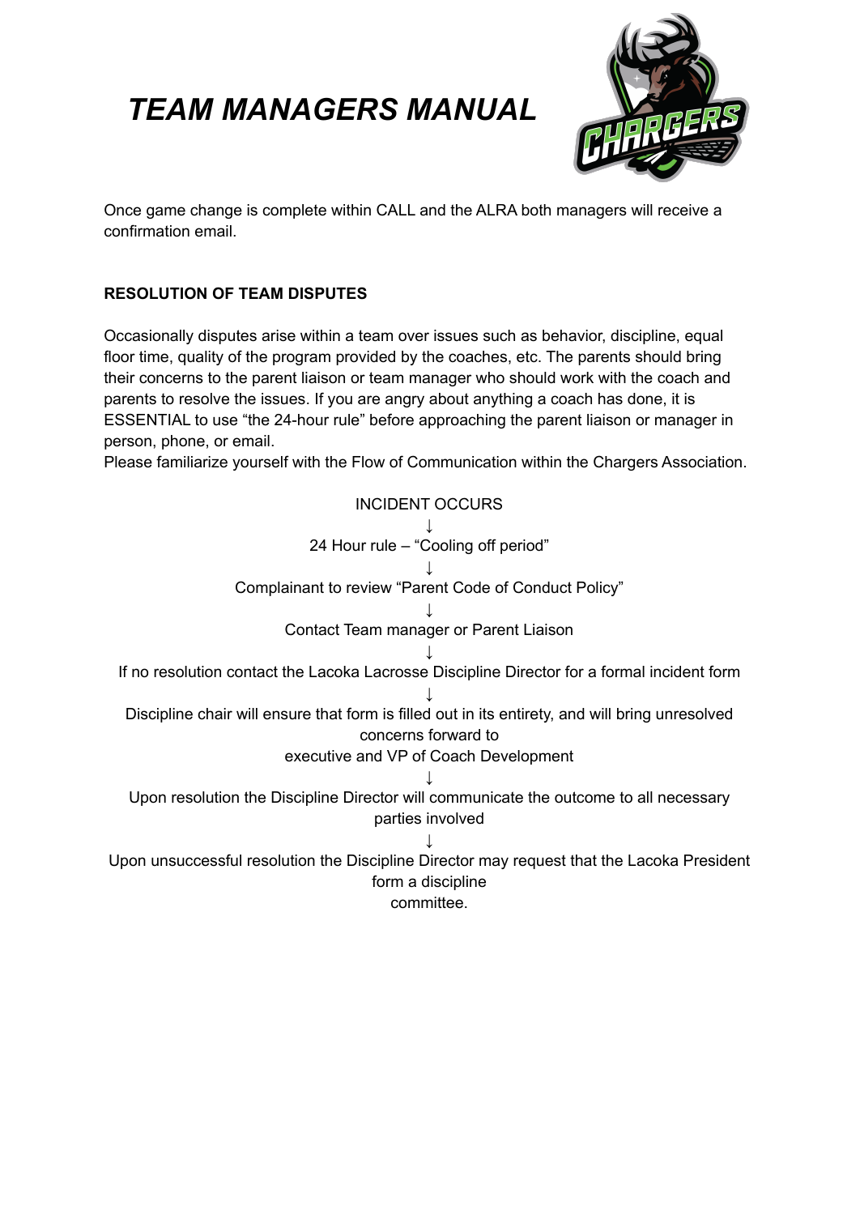Once game change is complete within CALL and the ALRA both managers will receive a confirmation email.

### RESOLUTION OF TEAM DISPUTES

Occasionally disputes arise within a team over issues such as behavior, discipline, equal floor time, quality of the program provided by the coaches, etc. The parents should bring their concerns to the parent liaison or team manager who should work with the coach and parents to resolve the issues. If you are angry about anything a coach has done, it is ESSENTIAL to use "the 24-hour rule" before approaching the parent liaison or manager in person, phone, or email.

Please familiarize yourself with the Flow of Communication within the Chargers Association.

INCIDENT OCCURS

↓

24 Hour rule – "Cooling off period"

↓

Complainant to review "Parent Code of Conduct Policy"

↓

Contact Team manager or Parent Liaison

↓

If no resolution contact the Lacoka Lacrosse Discipline Director for a formal incident form

↓

Discipline chair will ensure that form is filled out in its entirety, and will bring unresolved concerns forward to executive and VP of Coach Development

↓

Upon resolution the Discipline Director will communicate the outcome to all necessary parties involved

↓

Upon unsuccessful resolution the Discipline Director may request that the Lacoka President form a discipline committee.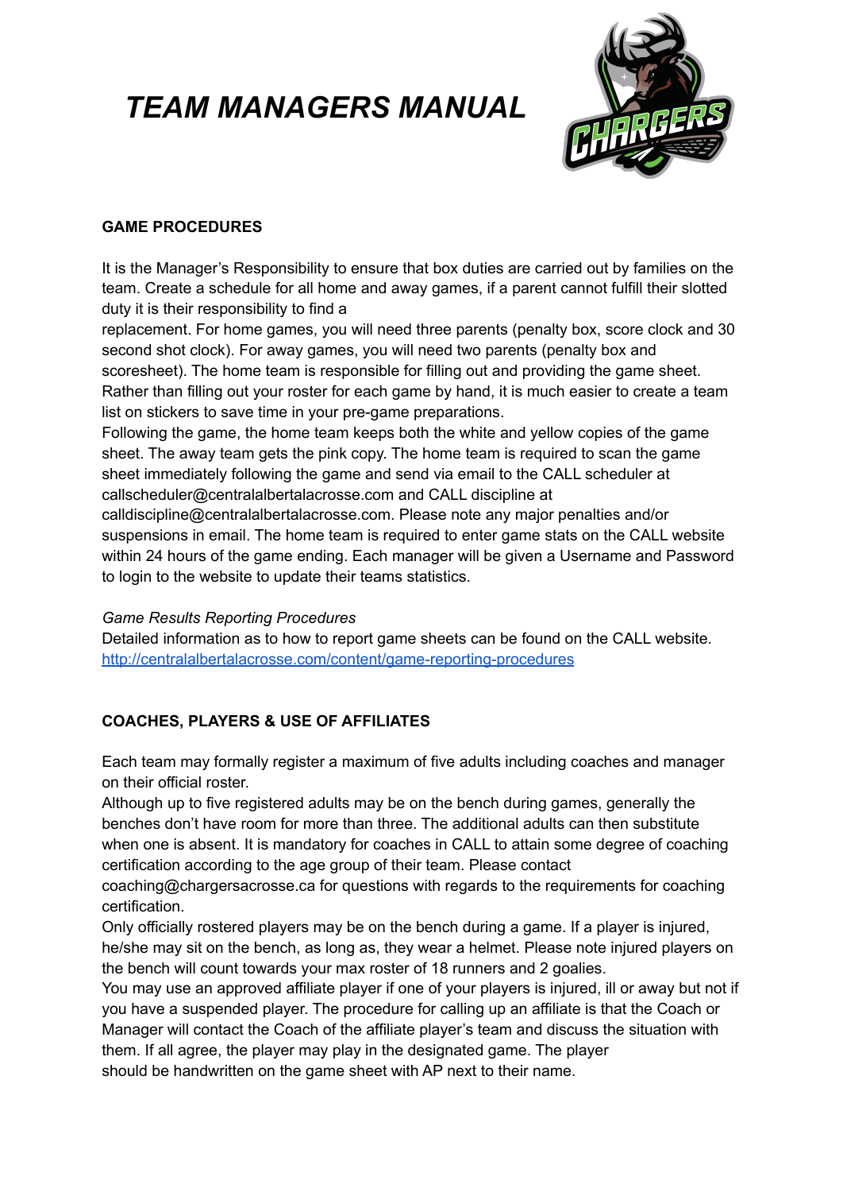# TEAM MANAGERS MANUAL

**GAME PROCEDURES**

It is the Manager's Responsibility to ensure that box duties are carried out by families on the team. Create a schedule for all home and away games, if a parent cannot fulfill their slotted duty it is their responsibility to find a replacement. For home games, you will need three parents (penalty box, score clock and 30 second shot clock). For away games, you will need two parents (penalty box and scoresheet). The home team is responsible for filling out and providing the game sheet. Rather than filling out your roster for each game by hand, it is much easier to create a team list on stickers to save time in your pre-game preparations.

Following the game, the home team keeps both the white and yellow copies of the game sheet. The away team gets the pink copy. The home team is required to scan the game sheet immediately following the game and send via email to the CALL scheduler at callscheduler@centralalbertalacrosse.com and CALL discipline at calldiscipline@centralalbertalacrosse.com. Please note any major penalties and/or suspensions in email. The home team is required to enter game stats on the CALL website within 24 hours of the game ending. Each manager will be given a Username and Password to login to the website to update their teams statistics.

*Game Results Reporting Procedures*

Detailed information as to how to report game sheets can be found on the CALL website. [http://centralalbertalacrosse.com/content/game-reporting-procedures](http://centralalbertalacrosse.com/content/game-reporting-procedures)

**COACHES, PLAYERS & USE OF AFFILIATES**

Each team may formally register a maximum of five adults including coaches and manager on their official roster.

Although up to five registered adults may be on the bench during games, generally the benches don't have room for more than three. The additional adults can then substitute when one is absent. It is mandatory for coaches in CALL to attain some degree of coaching certification according to the age group of their team. Please contact coaching@chargersacrosse.ca for questions with regards to the requirements for coaching certification.

Only officially rostered players may be on the bench during a game. If a player is injured, he/she may sit on the bench, as long as, they wear a helmet. Please note injured players on the bench will count towards your max roster of 18 runners and 2 goalies.

You may use an approved affiliate player if one of your players is injured, ill or away but not if you have a suspended player. The procedure for calling up an affiliate is that the Coach or Manager will contact the Coach of the affiliate player's team and discuss the situation with them. If all agree, the player may play in the designated game. The player should be handwritten on the game sheet with AP next to their name.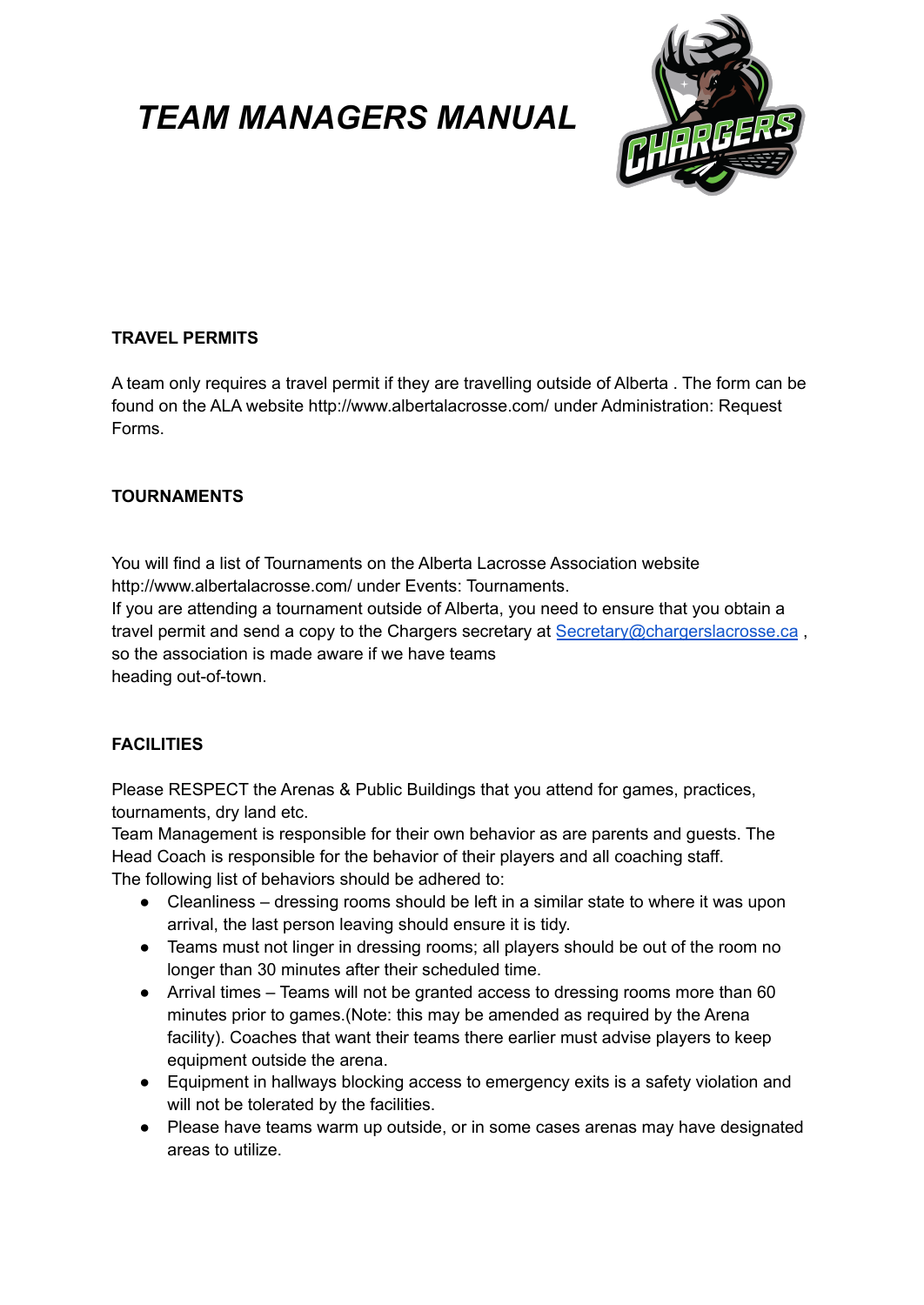# *TEAM MANAGERS MANUAL*

**TRAVEL PERMITS**

A team only requires a travel permit if they are travelling outside of Alberta . The form can be found on the ALA website http://www.albertalacrosse.com/ under Administration: Request Forms.

**TOURNAMENTS**

You will find a list of Tournaments on the Alberta Lacrosse Association website http://www.albertalacrosse.com/ under Events: Tournaments.
If you are attending a tournament outside of Alberta, you need to ensure that you obtain a travel permit and send a copy to the Chargers secretary at Secretary@chargerslacrosse.ca , so the association is made aware if we have teams heading out-of-town.

**FACILITIES**

Please RESPECT the Arenas & Public Buildings that you attend for games, practices, tournaments, dry land etc.
Team Management is responsible for their own behavior as are parents and guests. The Head Coach is responsible for the behavior of their players and all coaching staff.
The following list of behaviors should be adhered to:

- Cleanliness – dressing rooms should be left in a similar state to where it was upon arrival, the last person leaving should ensure it is tidy.
- Teams must not linger in dressing rooms; all players should be out of the room no longer than 30 minutes after their scheduled time.
- Arrival times – Teams will not be granted access to dressing rooms more than 60 minutes prior to games.(Note: this may be amended as required by the Arena facility). Coaches that want their teams there earlier must advise players to keep equipment outside the arena.
- Equipment in hallways blocking access to emergency exits is a safety violation and will not be tolerated by the facilities.
- Please have teams warm up outside, or in some cases arenas may have designated areas to utilize.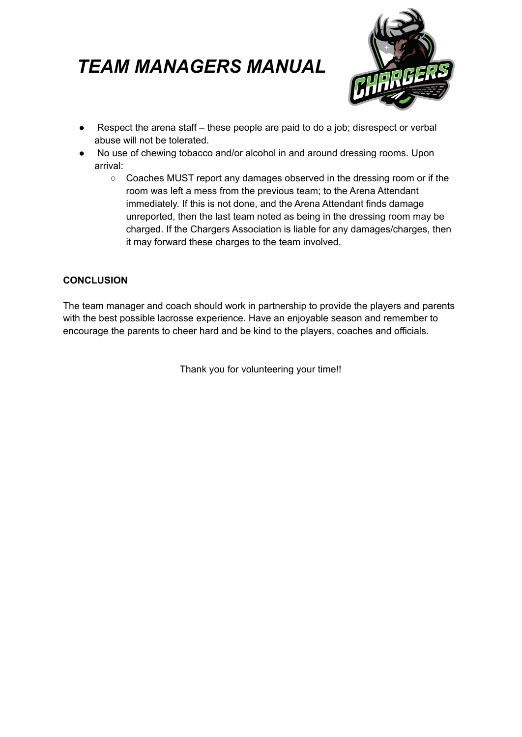- Respect the arena staff – these people are paid to do a job; disrespect or verbal abuse will not be tolerated.
- No use of chewing tobacco and/or alcohol in and around dressing rooms. Upon arrival:
    - Coaches MUST report any damages observed in the dressing room or if the room was left a mess from the previous team; to the Arena Attendant immediately. If this is not done, and the Arena Attendant finds damage unreported, then the last team noted as being in the dressing room may be charged. If the Chargers Association is liable for any damages/charges, then it may forward these charges to the team involved.

**CONCLUSION**

The team manager and coach should work in partnership to provide the players and parents with the best possible lacrosse experience. Have an enjoyable season and remember to encourage the parents to cheer hard and be kind to the players, coaches and officials.

Thank you for volunteering your time!!